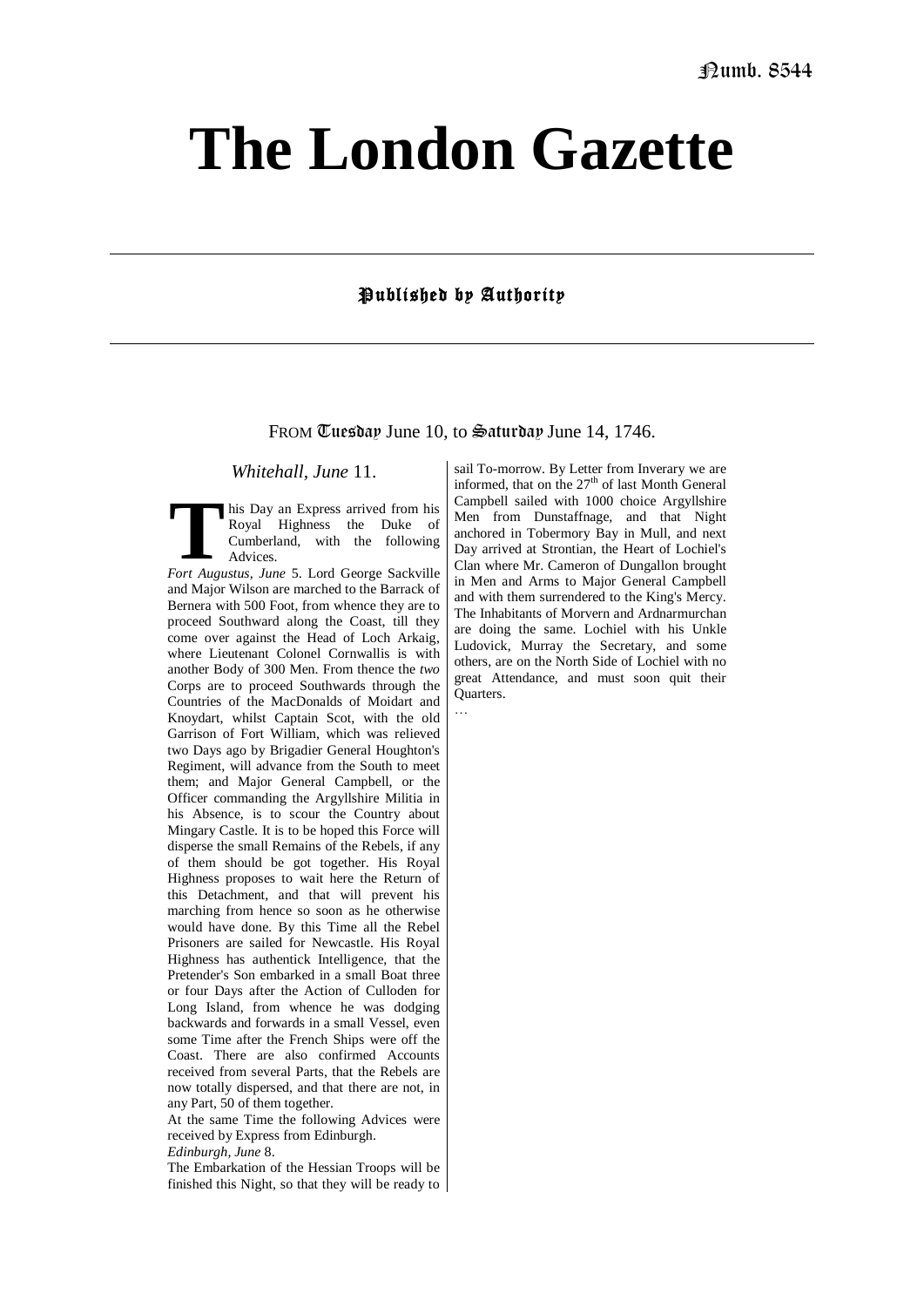Numb. 8544

# The London Gazette

Published by Authority

FROM Tuesday June 10, to Saturday June 14, 1746.

*Whitehall, June* 11.

This Day an Express arrived from his Royal Highness the Duke of Cumberland, with the following Advices.

*Fort Augustus, June* 5. Lord George Sackville and Major Wilson are marched to the Barrack of Bernera with 500 Foot, from whence they are to proceed Southward along the Coast, till they come over against the Head of Loch Arkaig, where Lieutenant Colonel Cornwallis is with another Body of 300 Men. From thence the *two* Corps are to proceed Southwards through the Countries of the MacDonalds of Moidart and Knoydart, whilst Captain Scot, with the old Garrison of Fort William, which was relieved two Days ago by Brigadier General Houghton's Regiment, will advance from the South to meet them; and Major General Campbell, or the Officer commanding the Argyllshire Militia in his Absence, is to scour the Country about Mingary Castle. It is to be hoped this Force will disperse the small Remains of the Rebels, if any of them should be got together. His Royal Highness proposes to wait here the Return of this Detachment, and that will prevent his marching from hence so soon as he otherwise would have done. By this Time all the Rebel Prisoners are sailed for Newcastle. His Royal Highness has authentick Intelligence, that the Pretender's Son embarked in a small Boat three or four Days after the Action of Culloden for Long Island, from whence he was dodging backwards and forwards in a small Vessel, even some Time after the French Ships were off the Coast. There are also confirmed Accounts received from several Parts, that the Rebels are now totally dispersed, and that there are not, in any Part, 50 of them together.

At the Same Time the following Advices were received by Express from Edinburgh.

*Edinburgh, June* 8.

The Embarkation of the Hessian Troops will be finished this Night, so that they will be ready to sail To-morrow. By Letter from Inverary we are informed, that on the 27th of last Month General Campbell sailed with 1000 choice Argyllshire Men from Dunstaffnage, and that Night anchored in Tobermory Bay in Mull, and next Day arrived at Strontian, the Heart of Lochiel's Clan where Mr. Cameron of Dungallon brought in Men and Arms to Major General Campbell and with them surrendered to the King's Mercy. The Inhabitants of Morvern and Ardnarmurchan are doing the same. Lochiel with his Unkle Ludovick, Murray the Secretary, and some others, are on the North Side of Lochiel with no great Attendance, and must soon quit their Quarters.

…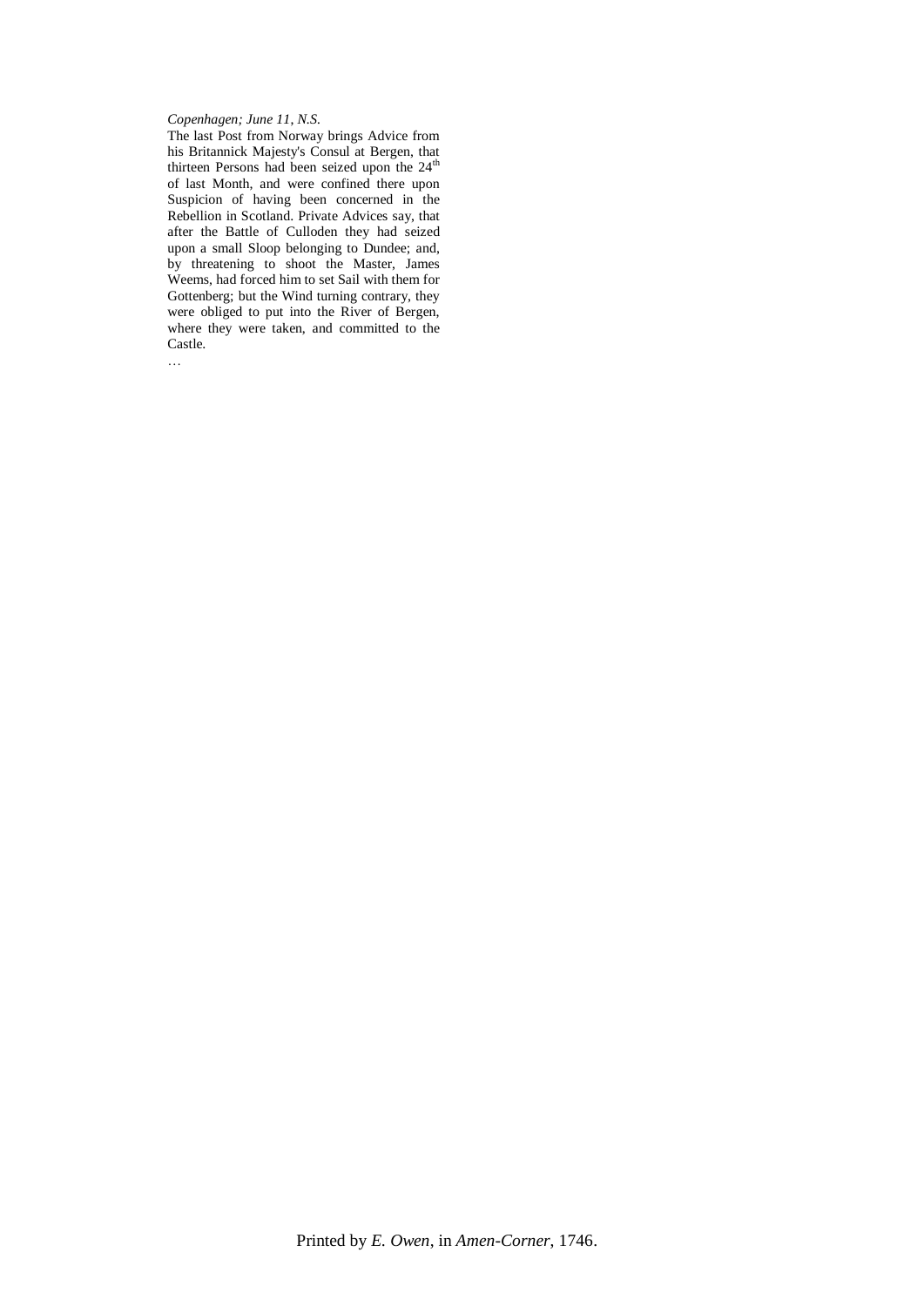*Copenhagen; June 11, N.S.*

The last Post from Norway brings Advice from his Britannick Majesty's Consul at Bergen, that thirteen Persons had been seized upon the 24th of last Month, and were confined there upon Suspicion of having been concerned in the Rebellion in Scotland. Private Advices say, that after the Battle of Culloden they had seized upon a small Sloop belonging to Dundee; and, by threatening to shoot the Master, James Weems, had forced him to set Sail with them for Gottenberg; but the Wind turning contrary, they were obliged to put into the River of Bergen, where they were taken, and committed to the Castle.

…

Printed by *E. Owen*, in *Amen-Corner*, 1746.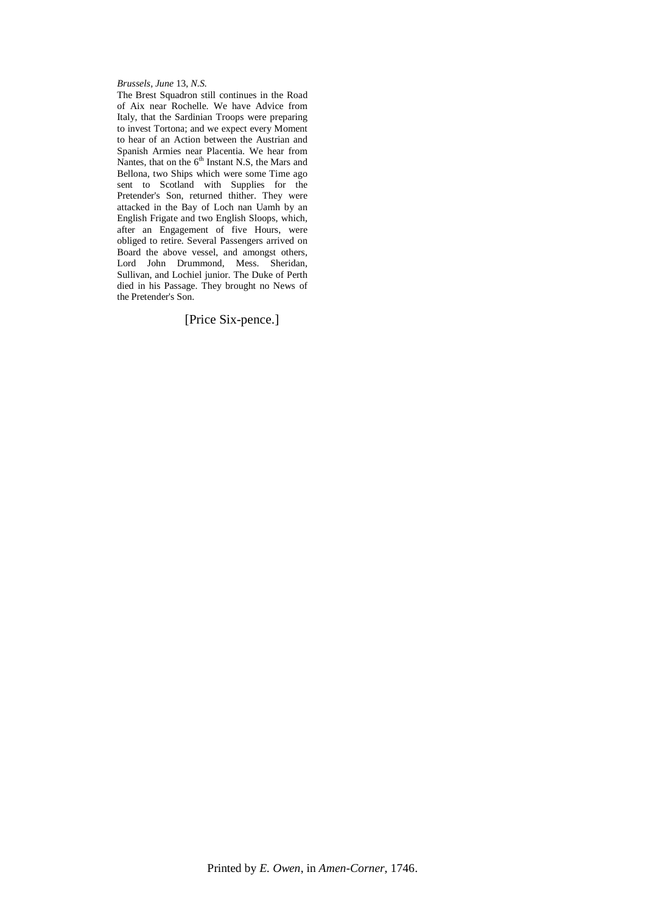*Brussels*, *June* 13, *N.S.*

The Brest Squadron still continues in the Road of Aix near Rochelle. We have Advice from Italy, that the Sardinian Troops were preparing to invest Tortona; and we expect every Moment to hear of an Action between the Austrian and Spanish Armies near Placentia. We hear from Nantes, that on the 6th Instant N.S, the Mars and Bellona, two Ships which were some Time ago sent to Scotland with Supplies for the Pretender's Son, returned thither. They were attacked in the Bay of Loch nan Uamh by an English Frigate and two English Sloops, which, after an Engagement of five Hours, were obliged to retire. Several Passengers arrived on Board the above vessel, and amongst others, Lord John Drummond, Mess. Sheridan, Sullivan, and Lochiel junior. The Duke of Perth died in his Passage. They brought no News of the Pretender's Son.

[Price Six-pence.]

Printed by *E. Owen*, in *Amen-Corner*, 1746.